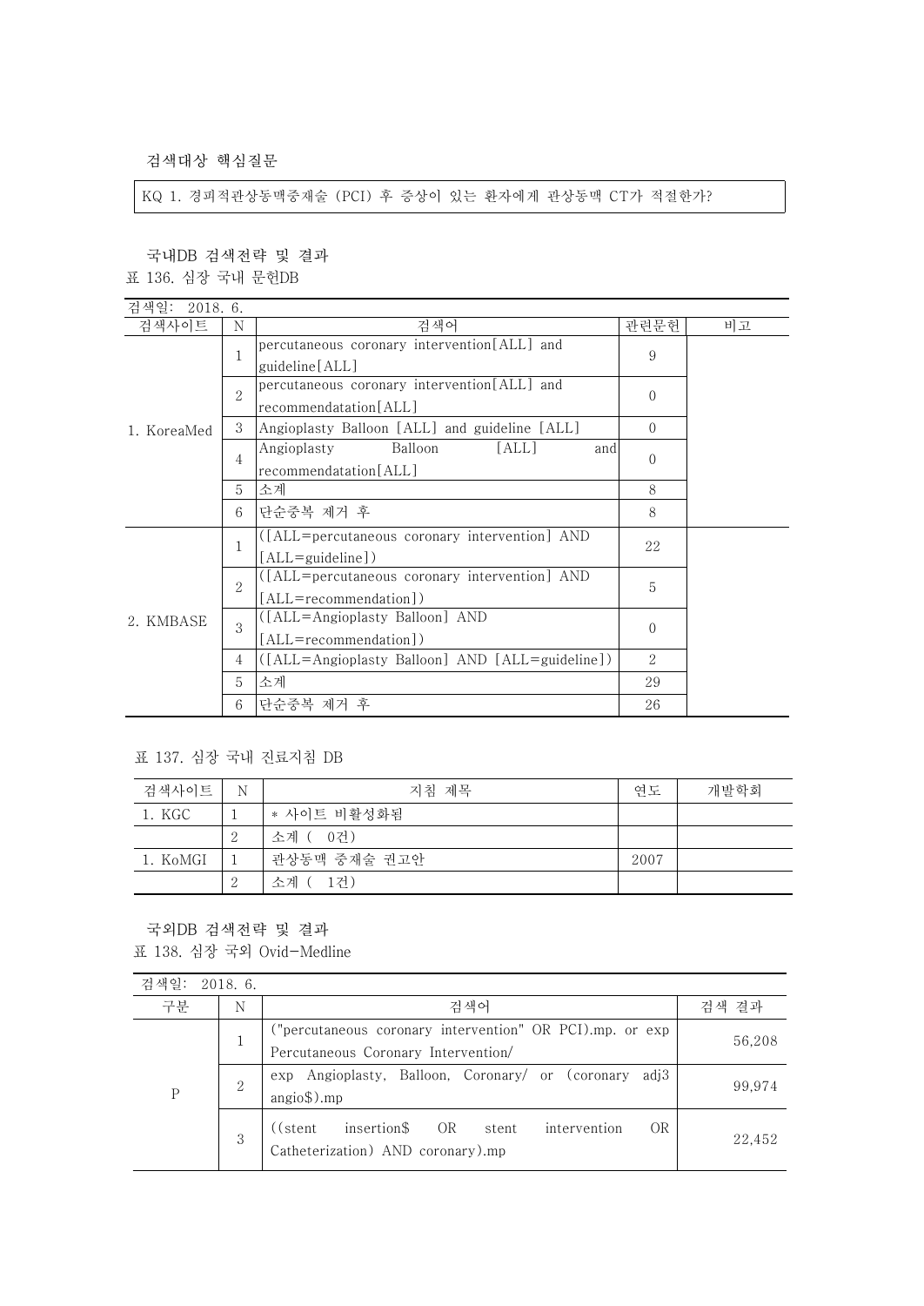### 검색대상 핵심질문

KQ 1. 경피적관상동맥중재술 (PCI) 후 증상이 있는 환자에게 관상동맥 CT가 적절한가?

### 국내DB 검색전략 및 결과

표 136. 심장 국내 문헌DB

검색일: 2018. 6.

| 검색사이트 | N | 검색어 | 관련문헌 | 비고 |
|---|---|---|---|---|
| 1. KoreaMed | 1 | percutaneous coronary intervention[ALL] and guideline[ALL] | 9 | |
| | 2 | percutaneous coronary intervention[ALL] and recommendatation[ALL] | 0 | |
| | 3 | Angioplasty Balloon [ALL] and guideline [ALL] | 0 | |
| | 4 | Angioplasty Balloon [ALL] and recommendatation[ALL] | 0 | |
| | 5 | 소계 | 8 | |
| | 6 | 단순중복 제거 후 | 8 | |
| 2. KMBASE | 1 | ([ALL=percutaneous coronary intervention] AND [ALL=guideline]) | 22 | |
| | 2 | ([ALL=percutaneous coronary intervention] AND [ALL=recommendation]) | 5 | |
| | 3 | ([ALL=Angioplasty Balloon] AND [ALL=recommendation]) | 0 | |
| | 4 | ([ALL=Angioplasty Balloon] AND [ALL=guideline]) | 2 | |
| | 5 | 소계 | 29 | |
| | 6 | 단순중복 제거 후 | 26 | |

표 137. 심장 국내 진료지침 DB

| 검색사이트 | N | 지침 제목 | 연도 | 개발학회 |
|---|---|---|---|---|
| 1. KGC | 1 | * 사이트 비활성화됨 | | |
| | 2 | 소계 ( 0건) | | |
| 1. KoMGI | 1 | 관상동맥 중재술 권고안 | 2007 | |
| | 2 | 소계 ( 1건) | | |

### 국외DB 검색전략 및 결과

표 138. 심장 국외 Ovid-Medline

검색일: 2018. 6.

| 구분 | N | 검색어 | 검색 결과 |
|---|---|---|---|
| P | 1 | ("percutaneous coronary intervention" OR PCI).mp. or exp Percutaneous Coronary Intervention/ | 56,208 |
| | 2 | exp Angioplasty, Balloon, Coronary/ or (coronary adj3 angio$).mp | 99,974 |
| | 3 | ((stent insertion$ OR stent intervention OR Catheterization) AND coronary).mp | 22,452 |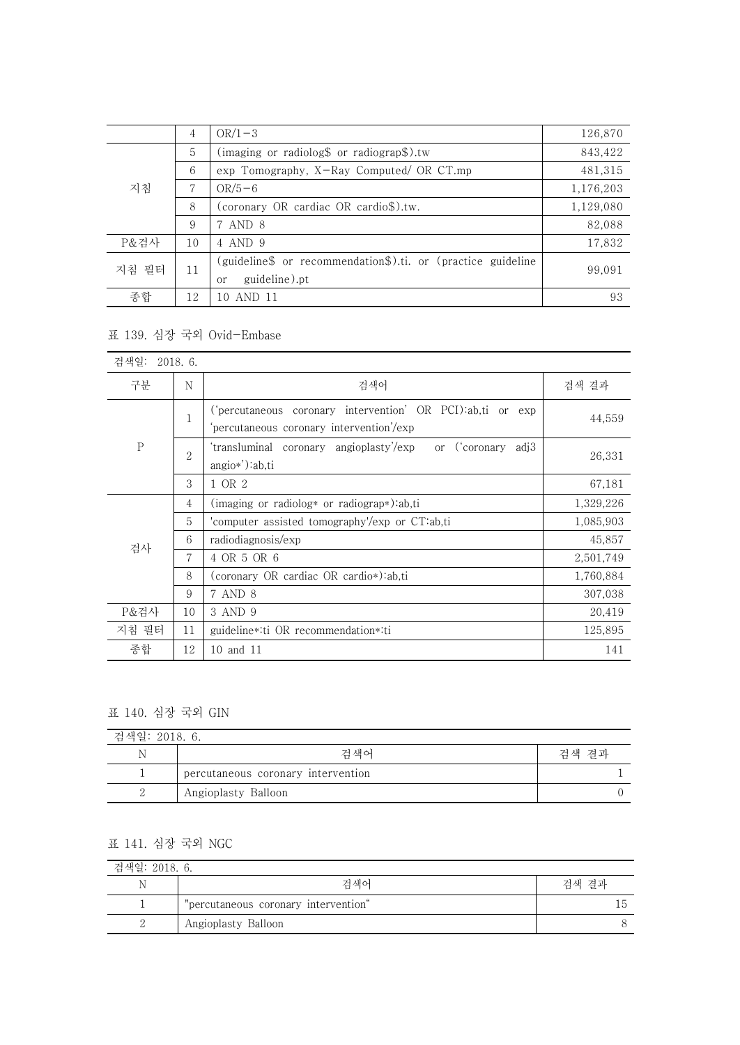|  | 4 | OR/1-3 | 126,870 |
|---|---|---|---|
| 지침 | 5 | (imaging or radiolog$ or radiograp$).tw | 843,422 |
|  | 6 | exp Tomography, X-Ray Computed/ OR CT.mp | 481,315 |
|  | 7 | OR/5-6 | 1,176,203 |
|  | 8 | (coronary OR cardiac OR cardio$).tw. | 1,129,080 |
|  | 9 | 7 AND 8 | 82,088 |
| P&검사 | 10 | 4 AND 9 | 17,832 |
| 지침 필터 | 11 | (guideline$ or recommendation$).ti. or (practice guideline or guideline).pt | 99,091 |
| 종합 | 12 | 10 AND 11 | 93 |

표 139. 심장 국외 Ovid-Embase

| 검색일: 2018. 6. | | | |
|---|---|---|---|
| 구분 | N | 검색어 | 검색 결과 |
| P | 1 | ('percutaneous coronary intervention' OR PCI):ab,ti or exp 'percutaneous coronary intervention'/exp | 44,559 |
|  | 2 | 'transluminal coronary angioplasty'/exp or ('coronary adj3 angio*'):ab,ti | 26,331 |
|  | 3 | 1 OR 2 | 67,181 |
| 검사 | 4 | (imaging or radiolog* or radiograp*):ab,ti | 1,329,226 |
|  | 5 | 'computer assisted tomography'/exp or CT:ab,ti | 1,085,903 |
|  | 6 | radiodiagnosis/exp | 45,857 |
|  | 7 | 4 OR 5 OR 6 | 2,501,749 |
|  | 8 | (coronary OR cardiac OR cardio*):ab,ti | 1,760,884 |
|  | 9 | 7 AND 8 | 307,038 |
| P&검사 | 10 | 3 AND 9 | 20,419 |
| 지침 필터 | 11 | guideline*:ti OR recommendation*:ti | 125,895 |
| 종합 | 12 | 10 and 11 | 141 |

표 140. 심장 국외 GIN

| 검색일: 2018. 6. | | |
|---|---|---|
| N | 검색어 | 검색 결과 |
| 1 | percutaneous coronary intervention | 1 |
| 2 | Angioplasty Balloon | 0 |

표 141. 심장 국외 NGC

| 검색일: 2018. 6. | | |
|---|---|---|
| N | 검색어 | 검색 결과 |
| 1 | "percutaneous coronary intervention“ | 15 |
| 2 | Angioplasty Balloon | 8 |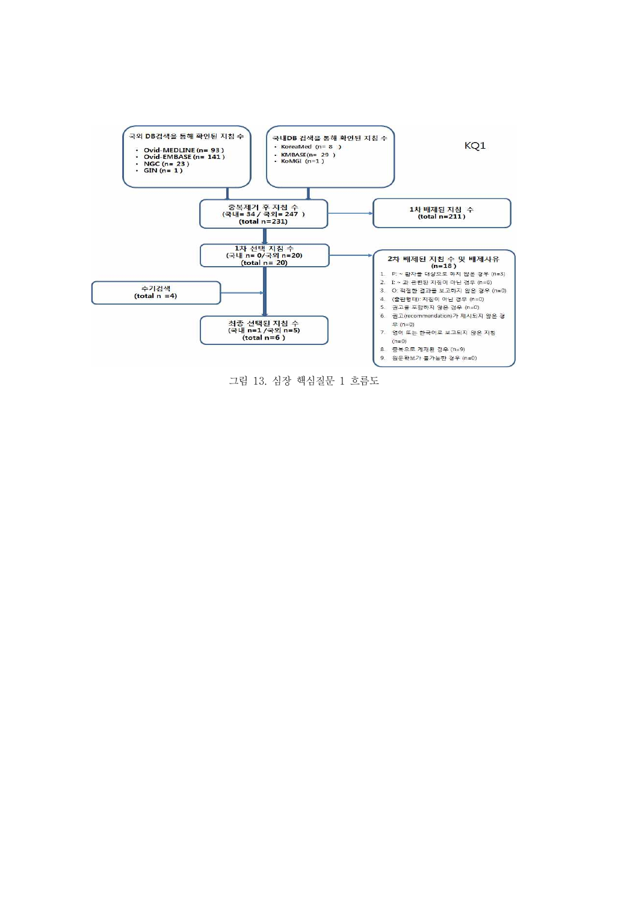국외 DB검색을 통해 확인된 지침 수

- Ovid-MEDLINE (n= 93 )
- Ovid-EMBASE (n= 141 )
- NGC (n= 23 )
- GIN (n= 1 )

국내DB 검색을 통해 확인된 지침 수

- KoreaMed (n= 8 )
- KMBASE(n= 29 )
- KoMGI (n=1 )

KQ1

중복제거 후 지침 수
(국내= 34 / 국외= 247 )
(total n=231)

1차 배제된 지침 수
(total n=211 )

1차 선택 지침 수
(국내 n= 0/국외 n=20)
(total n= 20)

2차 배제된 지침 수 및 배제사유
(n=18 )

1. P: ~ 환자를 대상으로 하지 않은 경우 (n=3)
2. I: ~ 과 관련된 지침이 아닌 경우 (n=6)
3. O: 적절한 결과를 보고하지 않은 경우 (n=0)
4. (출판형태): 지침이 아닌 경우 (n=0)
5. 권고를 포함하지 않은 경우 (n=0)
6. 권고(recommendation)가 제시되지 않은 경우 (n=0)
7. 영어 또는 한국어로 보고되지 않은 지침 (n=0)
8. 중복으로 게재된 경우 (n=9)
9. 원문확보가 불가능한 경우 (n=0)

수기검색
(total n =4)

최종 선택된 지침 수
(국내 n=1 /국외 n=5)
(total n=6 )

그림 13. 심장 핵심질문 1 흐름도